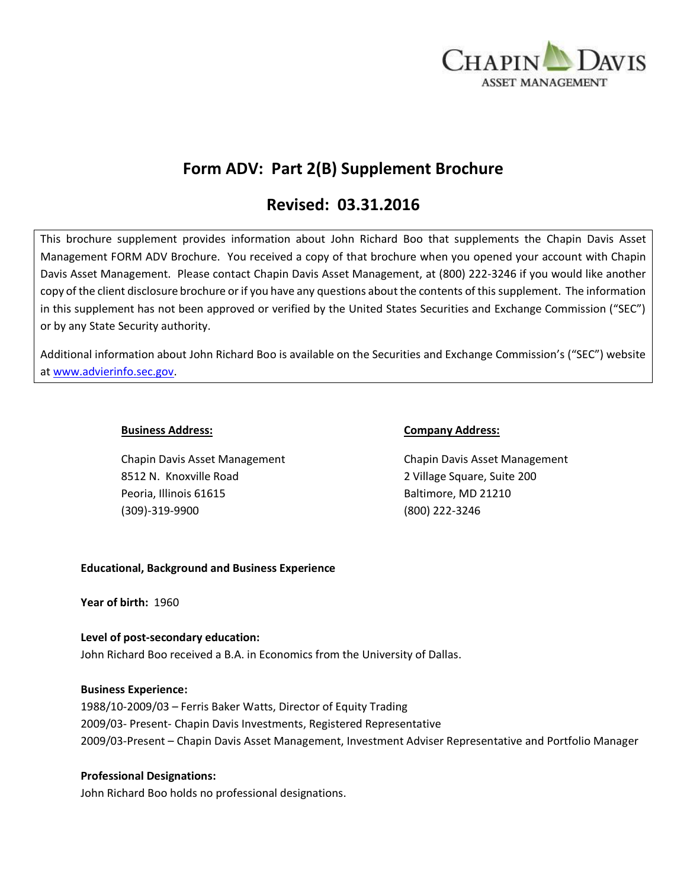# Form ADV: Part 2(B) Supplement Brochure

## Revised: 03.31.2016

This brochure supplement provides information about John Richard Boo that supplements the Chapin Davis Asset Management FORM ADV Brochure. You received a copy of that brochure when you opened your account with Chapin Davis Asset Management. Please contact Chapin Davis Asset Management, at (800) 222-3246 if you would like another copy of the client disclosure brochure or if you have any questions about the contents of this supplement. The information in this supplement has not been approved or verified by the United States Securities and Exchange Commission ("SEC") or by any State Security authority.

Additional information about John Richard Boo is available on the Securities and Exchange Commission's ("SEC") website at www.advierinfo.sec.gov.

**Business Address:**

Chapin Davis Asset Management
8512 N. Knoxville Road
Peoria, Illinois 61615
(309)-319-9900

**Company Address:**

Chapin Davis Asset Management
2 Village Square, Suite 200
Baltimore, MD 21210
(800) 222-3246

**Educational, Background and Business Experience**

**Year of birth:** 1960

**Level of post-secondary education:**
John Richard Boo received a B.A. in Economics from the University of Dallas.

**Business Experience:**
1988/10-2009/03 – Ferris Baker Watts, Director of Equity Trading
2009/03- Present- Chapin Davis Investments, Registered Representative
2009/03-Present – Chapin Davis Asset Management, Investment Adviser Representative and Portfolio Manager

**Professional Designations:**
John Richard Boo holds no professional designations.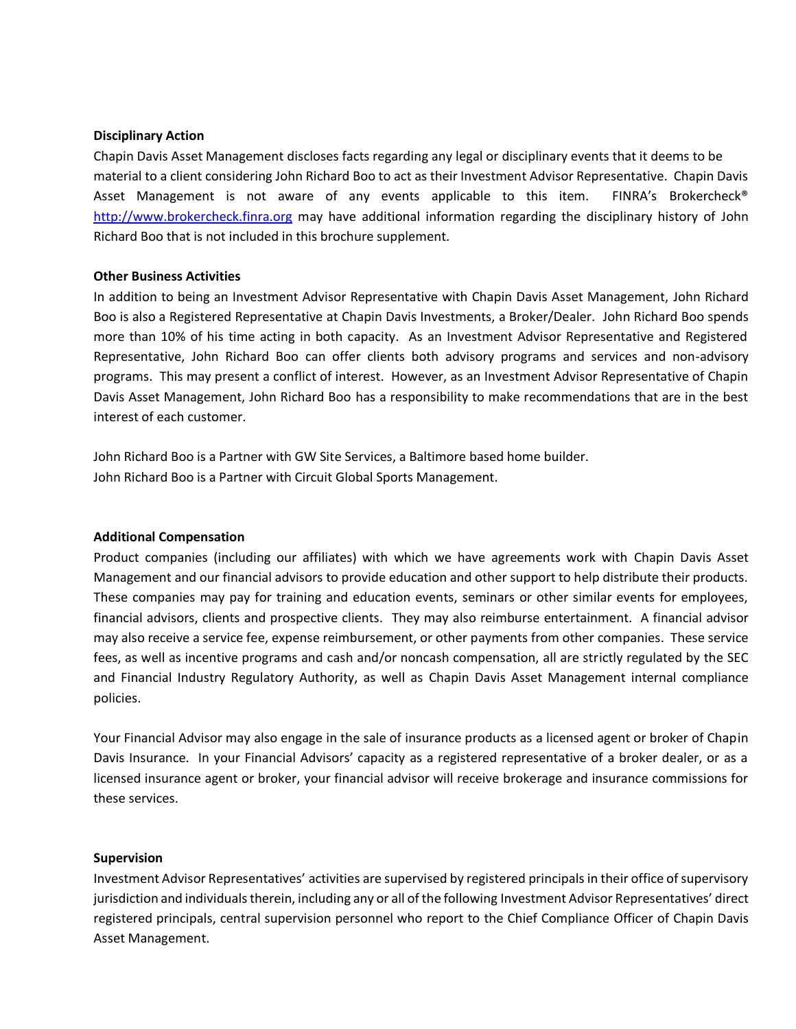**Disciplinary Action**

Chapin Davis Asset Management discloses facts regarding any legal or disciplinary events that it deems to be material to a client considering John Richard Boo to act as their Investment Advisor Representative. Chapin Davis Asset Management is not aware of any events applicable to this item. FINRA's Brokercheck® http://www.brokercheck.finra.org may have additional information regarding the disciplinary history of John Richard Boo that is not included in this brochure supplement.

**Other Business Activities**

In addition to being an Investment Advisor Representative with Chapin Davis Asset Management, John Richard Boo is also a Registered Representative at Chapin Davis Investments, a Broker/Dealer. John Richard Boo spends more than 10% of his time acting in both capacity. As an Investment Advisor Representative and Registered Representative, John Richard Boo can offer clients both advisory programs and services and non-advisory programs. This may present a conflict of interest. However, as an Investment Advisor Representative of Chapin Davis Asset Management, John Richard Boo has a responsibility to make recommendations that are in the best interest of each customer.

John Richard Boo is a Partner with GW Site Services, a Baltimore based home builder.
John Richard Boo is a Partner with Circuit Global Sports Management.

**Additional Compensation**

Product companies (including our affiliates) with which we have agreements work with Chapin Davis Asset Management and our financial advisors to provide education and other support to help distribute their products. These companies may pay for training and education events, seminars or other similar events for employees, financial advisors, clients and prospective clients. They may also reimburse entertainment. A financial advisor may also receive a service fee, expense reimbursement, or other payments from other companies. These service fees, as well as incentive programs and cash and/or noncash compensation, all are strictly regulated by the SEC and Financial Industry Regulatory Authority, as well as Chapin Davis Asset Management internal compliance policies.

Your Financial Advisor may also engage in the sale of insurance products as a licensed agent or broker of Chapin Davis Insurance. In your Financial Advisors' capacity as a registered representative of a broker dealer, or as a licensed insurance agent or broker, your financial advisor will receive brokerage and insurance commissions for these services.

**Supervision**

Investment Advisor Representatives' activities are supervised by registered principals in their office of supervisory jurisdiction and individuals therein, including any or all of the following Investment Advisor Representatives' direct registered principals, central supervision personnel who report to the Chief Compliance Officer of Chapin Davis Asset Management.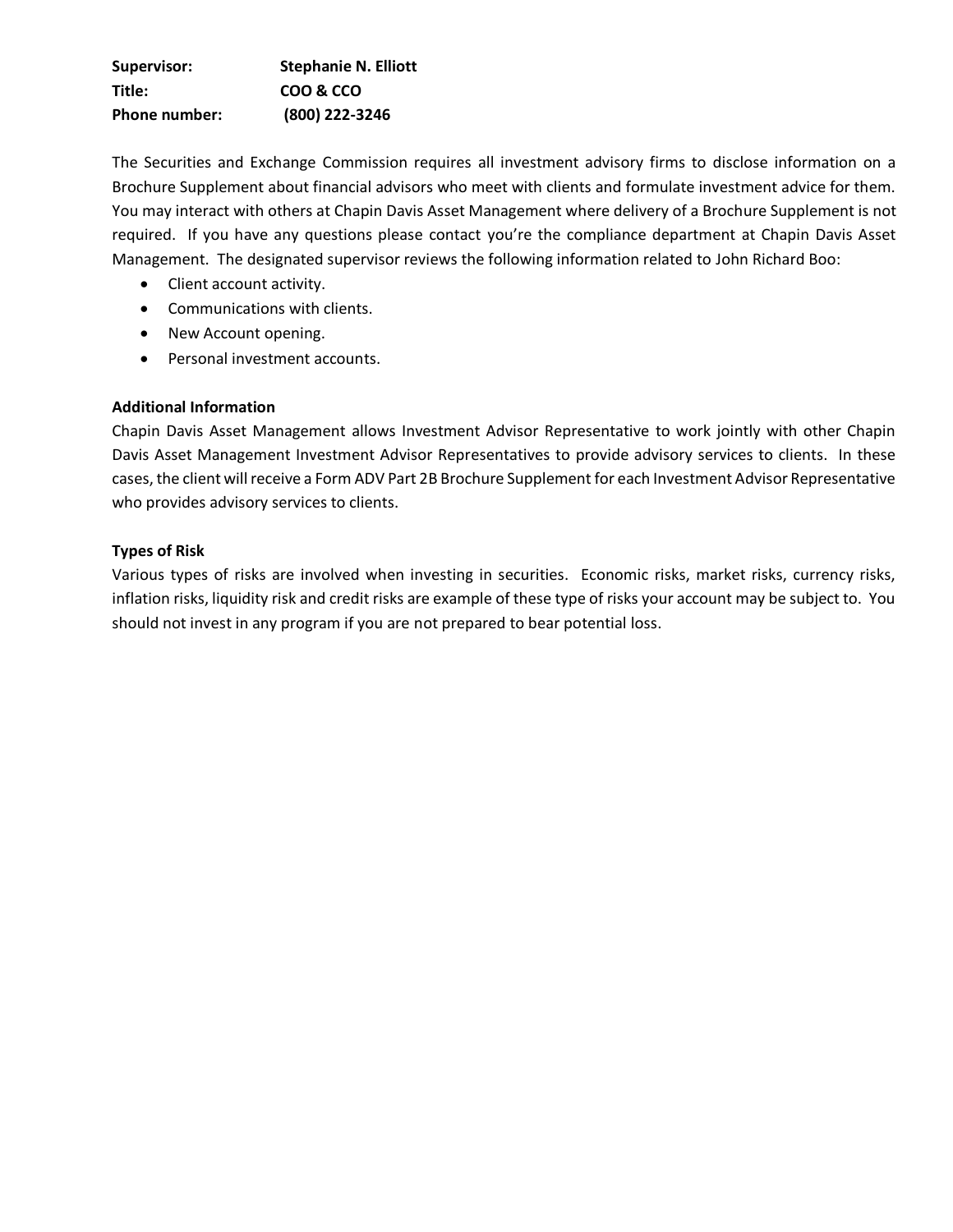**Supervisor:** **Stephanie N. Elliott**
**Title:** **COO & CCO**
**Phone number:** **(800) 222-3246**

The Securities and Exchange Commission requires all investment advisory firms to disclose information on a Brochure Supplement about financial advisors who meet with clients and formulate investment advice for them. You may interact with others at Chapin Davis Asset Management where delivery of a Brochure Supplement is not required. If you have any questions please contact you're the compliance department at Chapin Davis Asset Management. The designated supervisor reviews the following information related to John Richard Boo:

- Client account activity.
- Communications with clients.
- New Account opening.
- Personal investment accounts.

**Additional Information**

Chapin Davis Asset Management allows Investment Advisor Representative to work jointly with other Chapin Davis Asset Management Investment Advisor Representatives to provide advisory services to clients. In these cases, the client will receive a Form ADV Part 2B Brochure Supplement for each Investment Advisor Representative who provides advisory services to clients.

**Types of Risk**

Various types of risks are involved when investing in securities. Economic risks, market risks, currency risks, inflation risks, liquidity risk and credit risks are example of these type of risks your account may be subject to. You should not invest in any program if you are not prepared to bear potential loss.